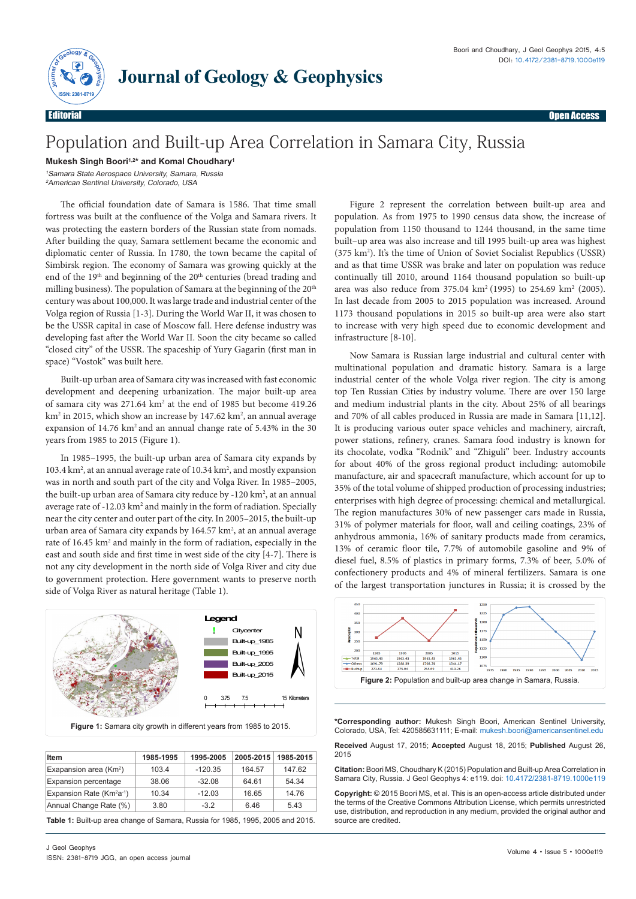# Population and Built-up Area Correlation in Samara City, Russia

**Mukesh Singh Boori[1,2]* and Komal Choudhary[1]**

*[1]Samara State Aerospace University, Samara, Russia*
*[2]American Sentinel University, Colorado, USA*

The official foundation date of Samara is 1586. That time small fortress was built at the confluence of the Volga and Samara rivers. It was protecting the eastern borders of the Russian state from nomads. After building the quay, Samara settlement became the economic and diplomatic center of Russia. In 1780, the town became the capital of Simbirsk region. The economy of Samara was growing quickly at the end of the 19th and beginning of the 20th centuries (bread trading and milling business). The population of Samara at the beginning of the 20th century was about 100,000. It was large trade and industrial center of the Volga region of Russia [1-3]. During the World War II, it was chosen to be the USSR capital in case of Moscow fall. Here defense industry was developing fast after the World War II. Soon the city became so called "closed city" of the USSR. The spaceship of Yury Gagarin (first man in space) "Vostok" was built here.

Built-up urban area of Samara city was increased with fast economic development and deepening urbanization. The major built-up area of Samara city was 271.64 km$^2$ at the end of 1985 but become 419.26 km$^2$ in 2015, which show an increase by 147.62 km$^2$, an annual average expansion of 14.76 km$^2$ and an annual change rate of 5.43% in the 30 years from 1985 to 2015 (Figure 1).

In 1985–1995, the built-up urban area of Samara city expands by 103.4 km$^2$, at an annual average rate of 10.34 km$^2$, and mostly expansion was in north and south part of the city and Volga River. In 1985–2005, the built-up urban area of Samara city reduce by -120 km$^2$, at an annual average rate of -12.03 km$^2$ and mainly in the form of radiation. Specially near the city center and outer part of the city. In 2005–2015, the built-up urban area of Samara city expands by 164.57 km$^2$, at an annual average rate of 16.45 km$^2$ and mainly in the form of radiation, especially in the east and south side and first time in west side of the city [4-7]. There is not any city development in the north side of Volga River and city due to government protection. Here government wants to preserve north side of Volga River as natural heritage (Table 1).

**Figure 1:** Samara city growth in different years from 1985 to 2015.

| Item | 1985-1995 | 1995-2005 | 2005-2015 | 1985-2015 |
|---|---|---|---|---|
| Exapansion area (Km$^2$) | 103.4 | -120.35 | 164.57 | 147.62 |
| Expansion percentage | 38.06 | -32.08 | 64.61 | 54.34 |
| Expansion Rate (Km$^2$a$^{-1}$) | 10.34 | -12.03 | 16.65 | 14.76 |
| Annual Change Rate (%) | 3.80 | -3.2 | 6.46 | 5.43 |

**Table 1:** Built-up area change of Samara, Russia for 1985, 1995, 2005 and 2015.

Figure 2 represent the correlation between built-up area and population. As from 1975 to 1990 census data show, the increase of population from 1150 thousand to 1244 thousand, in the same time built–up area was also increase and till 1995 built-up area was highest (375 km$^2$). It's the time of Union of Soviet Socialist Republics (USSR) and as that time USSR was brake and later on population was reduce continually till 2010, around 1164 thousand population so built-up area was also reduce from 375.04 km$^2$ (1995) to 254.69 km$^2$ (2005). In last decade from 2005 to 2015 population was increased. Around 1173 thousand populations in 2015 so built-up area were also start to increase with very high speed due to economic development and infrastructure [8-10].

Now Samara is Russian large industrial and cultural center with multinational population and dramatic history. Samara is a large industrial center of the whole Volga river region. The city is among top Ten Russian Cities by industry volume. There are over 150 large and medium industrial plants in the city. About 25% of all bearings and 70% of all cables produced in Russia are made in Samara [11,12]. It is producing various outer space vehicles and machinery, aircraft, power stations, refinery, cranes. Samara food industry is known for its chocolate, vodka "Rodnik" and "Zhiguli" beer. Industry accounts for about 40% of the gross regional product including: automobile manufacture, air and spacecraft manufacture, which account for up to 35% of the total volume of shipped production of processing industries; enterprises with high degree of processing: chemical and metallurgical. The region manufactures 30% of new passenger cars made in Russia, 31% of polymer materials for floor, wall and ceiling coatings, 23% of anhydrous ammonia, 16% of sanitary products made from ceramics, 13% of ceramic floor tile, 7.7% of automobile gasoline and 9% of diesel fuel, 8.5% of plastics in primary forms, 7.3% of beer, 5.0% of confectionery products and 4% of mineral fertilizers. Samara is one of the largest transportation junctures in Russia; it is crossed by the

**Figure 2:** Population and built-up area change in Samara, Russia.

***Corresponding author:** Mukesh Singh Boori, American Sentinel University, Colorado, USA, Tel: 420585631111; E-mail: mukesh.boori@americansentinel.edu

**Received** August 17, 2015; **Accepted** August 18, 2015; **Published** August 26, 2015

**Citation:** Boori MS, Choudhary K (2015) Population and Built-up Area Correlation in Samara City, Russia. J Geol Geophys 4: e119. doi: 10.4172/2381-8719.1000e119

**Copyright:** © 2015 Boori MS, et al. This is an open-access article distributed under the terms of the Creative Commons Attribution License, which permits unrestricted use, distribution, and reproduction in any medium, provided the original author and source are credited.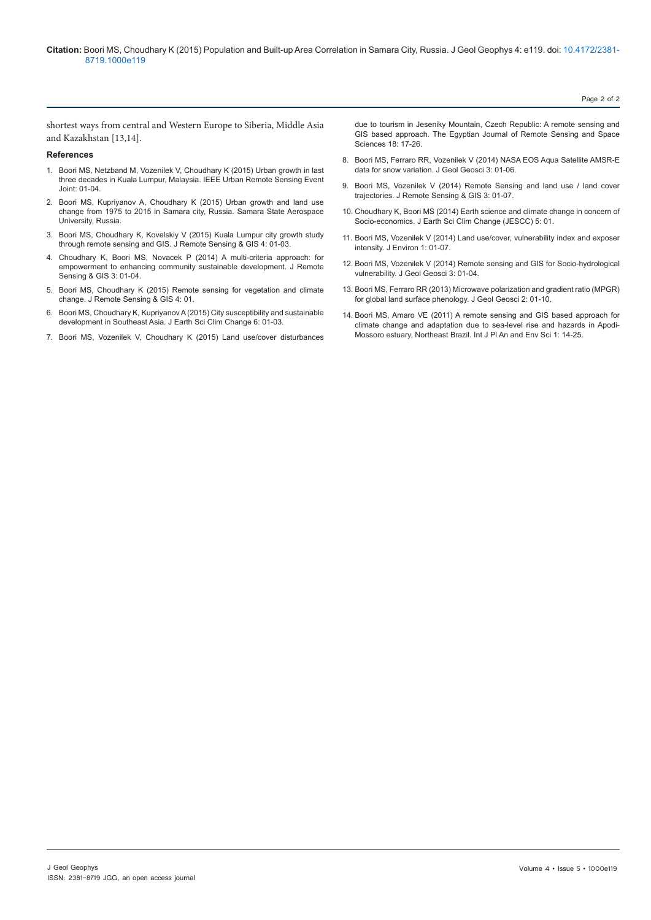shortest ways from central and Western Europe to Siberia, Middle Asia and Kazakhstan [13,14].

### References

1. Boori MS, Netzband M, Vozenilek V, Choudhary K (2015) Urban growth in last three decades in Kuala Lumpur, Malaysia. IEEE Urban Remote Sensing Event Joint: 01-04.
2. Boori MS, Kupriyanov A, Choudhary K (2015) Urban growth and land use change from 1975 to 2015 in Samara city, Russia. Samara State Aerospace University, Russia.
3. Boori MS, Choudhary K, Kovelskiy V (2015) Kuala Lumpur city growth study through remote sensing and GIS. J Remote Sensing & GIS 4: 01-03.
4. Choudhary K, Boori MS, Novacek P (2014) A multi-criteria approach: for empowerment to enhancing community sustainable development. J Remote Sensing & GIS 3: 01-04.
5. Boori MS, Choudhary K (2015) Remote sensing for vegetation and climate change. J Remote Sensing & GIS 4: 01.
6. Boori MS, Choudhary K, Kupriyanov A (2015) City susceptibility and sustainable development in Southeast Asia. J Earth Sci Clim Change 6: 01-03.
7. Boori MS, Vozenilek V, Choudhary K (2015) Land use/cover disturbances due to tourism in Jeseniky Mountain, Czech Republic: A remote sensing and GIS based approach. The Egyptian Journal of Remote Sensing and Space Sciences 18: 17-26.
8. Boori MS, Ferraro RR, Vozenilek V (2014) NASA EOS Aqua Satellite AMSR-E data for snow variation. J Geol Geosci 3: 01-06.
9. Boori MS, Vozenilek V (2014) Remote Sensing and land use / land cover trajectories. J Remote Sensing & GIS 3: 01-07.
10. Choudhary K, Boori MS (2014) Earth science and climate change in concern of Socio-economics. J Earth Sci Clim Change (JESCC) 5: 01.
11. Boori MS, Vozenilek V (2014) Land use/cover, vulnerability index and exposer intensity. J Environ 1: 01-07.
12. Boori MS, Vozenilek V (2014) Remote sensing and GIS for Socio-hydrological vulnerability. J Geol Geosci 3: 01-04.
13. Boori MS, Ferraro RR (2013) Microwave polarization and gradient ratio (MPGR) for global land surface phenology. J Geol Geosci 2: 01-10.
14. Boori MS, Amaro VE (2011) A remote sensing and GIS based approach for climate change and adaptation due to sea-level rise and hazards in Apodi-Mossoro estuary, Northeast Brazil. Int J Pl An and Env Sci 1: 14-25.